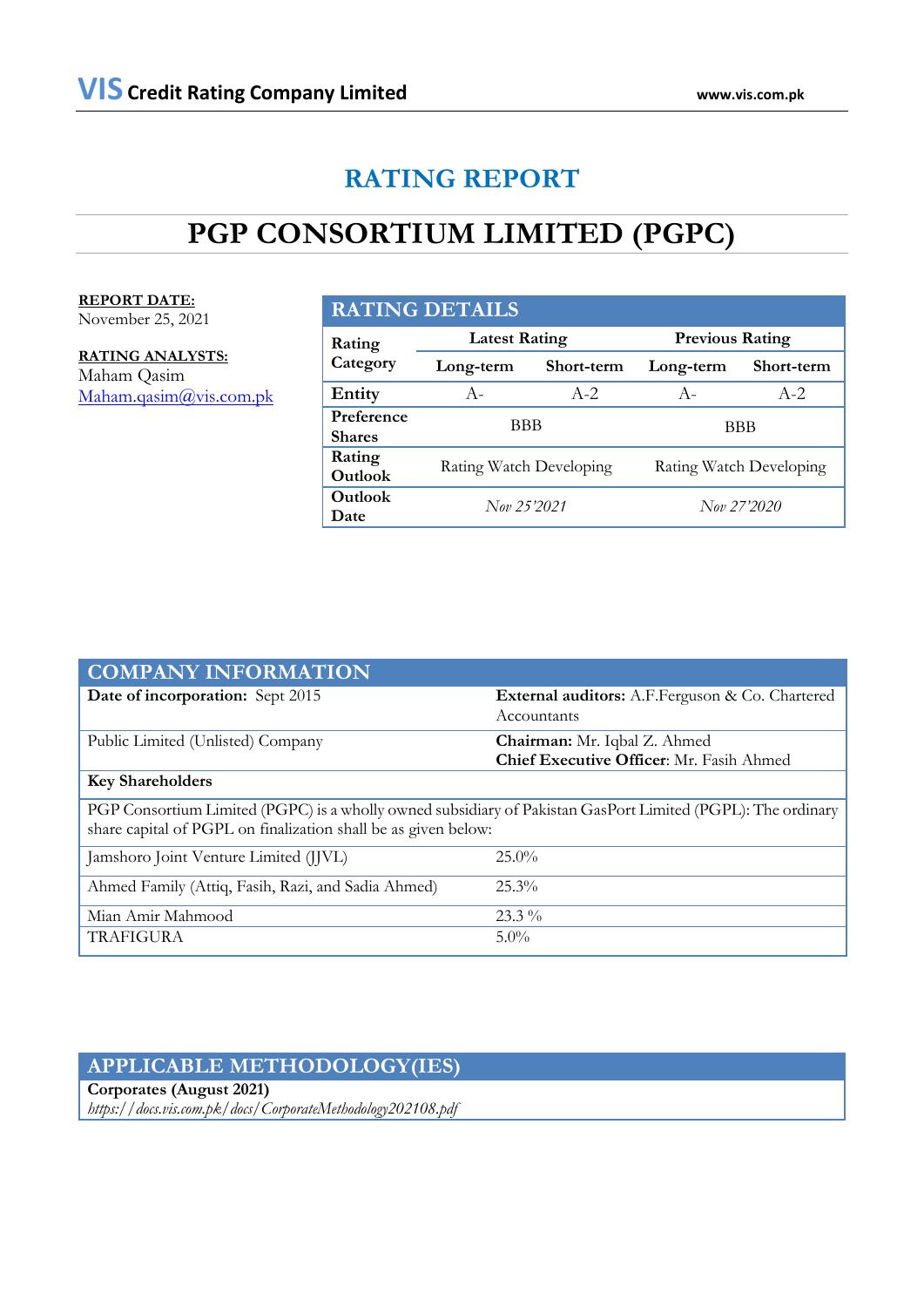# RATING REPORT

# PGP CONSORTIUM LIMITED (PGPC)

**REPORT DATE:**
November 25, 2021

**RATING ANALYSTS:**
Maham Qasim
Maham.qasim@vis.com.pk

## RATING DETAILS

| Rating Category | Latest Rating | | Previous Rating | |
|---|---|---|---|---|
| | Long-term | Short-term | Long-term | Short-term |
| Entity | A- | A-2 | A- | A-2 |
| Preference Shares | BBB | | BBB | |
| Rating Outlook | Rating Watch Developing | | Rating Watch Developing | |
| Outlook Date | *Nov 25'2021* | | *Nov 27'2020* | |

## COMPANY INFORMATION

| | |
|---|---|
| **Date of incorporation:** Sept 2015 | **External auditors:** A.F.Ferguson & Co. Chartered Accountants |
| Public Limited (Unlisted) Company | **Chairman:** Mr. Iqbal Z. Ahmed<br>**Chief Executive Officer**: Mr. Fasih Ahmed |
| **Key Shareholders** | |
| PGP Consortium Limited (PGPC) is a wholly owned subsidiary of Pakistan GasPort Limited (PGPL): The ordinary share capital of PGPL on finalization shall be as given below: | |
| Jamshoro Joint Venture Limited (JJVL) | 25.0% |
| Ahmed Family (Attiq, Fasih, Razi, and Sadia Ahmed) | 25.3% |
| Mian Amir Mahmood | 23.3 % |
| TRAFIGURA | 5.0% |

## APPLICABLE METHODOLOGY(IES)

**Corporates (August 2021)**
*https://docs.vis.com.pk/docs/CorporateMethodology202108.pdf*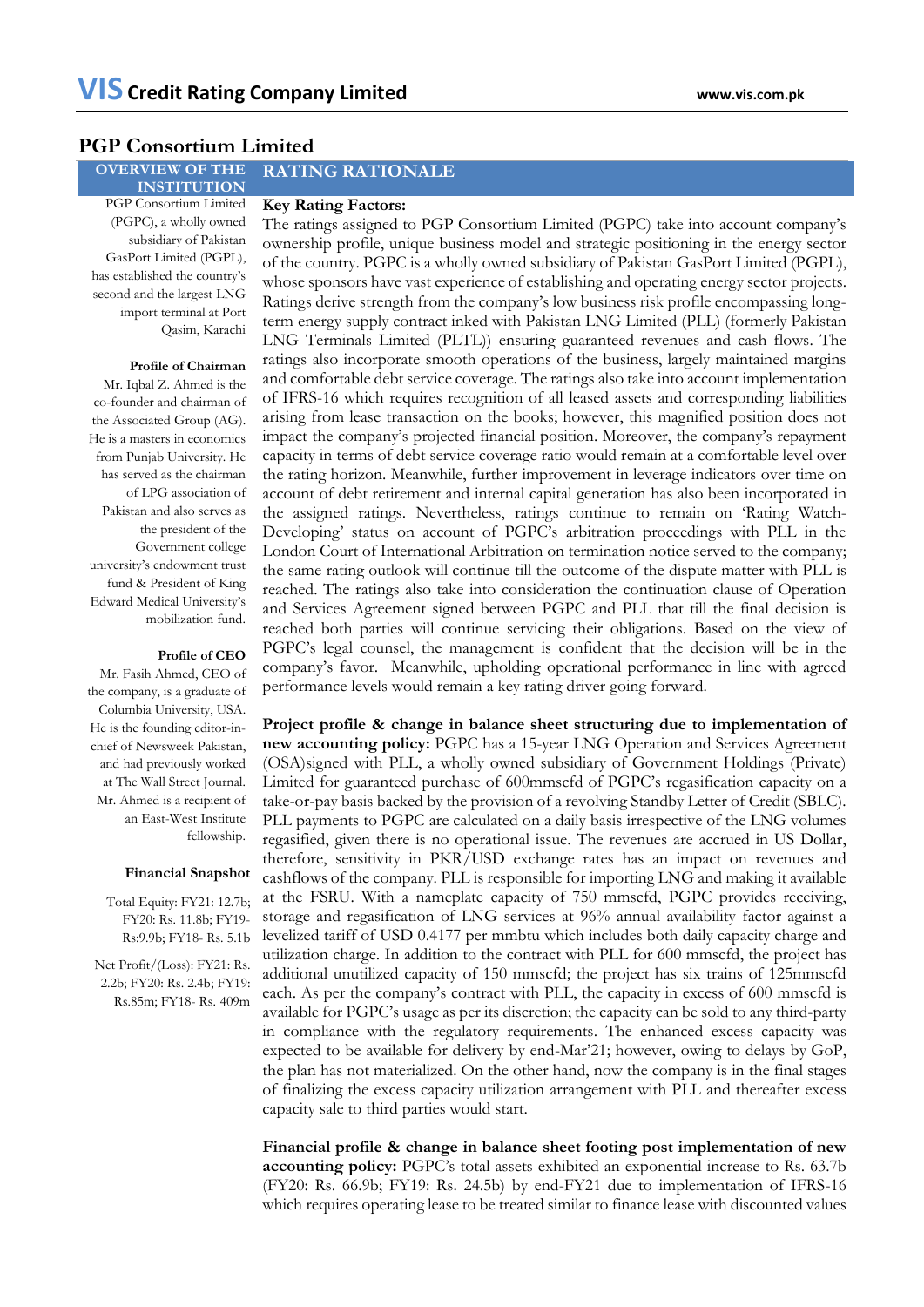# PGP Consortium Limited

## OVERVIEW OF THE INSTITUTION

PGP Consortium Limited (PGPC), a wholly owned subsidiary of Pakistan GasPort Limited (PGPL), has established the country's second and the largest LNG import terminal at Port Qasim, Karachi

**Profile of Chairman**

Mr. Iqbal Z. Ahmed is the co-founder and chairman of the Associated Group (AG). He is a masters in economics from Punjab University. He has served as the chairman of LPG association of Pakistan and also serves as the president of the Government college university's endowment trust fund & President of King Edward Medical University's mobilization fund.

**Profile of CEO**

Mr. Fasih Ahmed, CEO of the company, is a graduate of Columbia University, USA. He is the founding editor-in-chief of Newsweek Pakistan, and had previously worked at The Wall Street Journal. Mr. Ahmed is a recipient of an East-West Institute fellowship.

**Financial Snapshot**

Total Equity: FY21: 12.7b; FY20: Rs. 11.8b; FY19- Rs:9.9b; FY18- Rs. 5.1b

Net Profit/(Loss): FY21: Rs. 2.2b; FY20: Rs. 2.4b; FY19: Rs.85m; FY18- Rs. 409m

## RATING RATIONALE

**Key Rating Factors:**

The ratings assigned to PGP Consortium Limited (PGPC) take into account company's ownership profile, unique business model and strategic positioning in the energy sector of the country. PGPC is a wholly owned subsidiary of Pakistan GasPort Limited (PGPL), whose sponsors have vast experience of establishing and operating energy sector projects. Ratings derive strength from the company's low business risk profile encompassing long-term energy supply contract inked with Pakistan LNG Limited (PLL) (formerly Pakistan LNG Terminals Limited (PLTL)) ensuring guaranteed revenues and cash flows. The ratings also incorporate smooth operations of the business, largely maintained margins and comfortable debt service coverage. The ratings also take into account implementation of IFRS-16 which requires recognition of all leased assets and corresponding liabilities arising from lease transaction on the books; however, this magnified position does not impact the company's projected financial position. Moreover, the company's repayment capacity in terms of debt service coverage ratio would remain at a comfortable level over the rating horizon. Meanwhile, further improvement in leverage indicators over time on account of debt retirement and internal capital generation has also been incorporated in the assigned ratings. Nevertheless, ratings continue to remain on 'Rating Watch-Developing' status on account of PGPC's arbitration proceedings with PLL in the London Court of International Arbitration on termination notice served to the company; the same rating outlook will continue till the outcome of the dispute matter with PLL is reached. The ratings also take into consideration the continuation clause of Operation and Services Agreement signed between PGPC and PLL that till the final decision is reached both parties will continue servicing their obligations. Based on the view of PGPC's legal counsel, the management is confident that the decision will be in the company's favor. Meanwhile, upholding operational performance in line with agreed performance levels would remain a key rating driver going forward.

**Project profile & change in balance sheet structuring due to implementation of new accounting policy:** PGPC has a 15-year LNG Operation and Services Agreement (OSA)signed with PLL, a wholly owned subsidiary of Government Holdings (Private) Limited for guaranteed purchase of 600mmscfd of PGPC's regasification capacity on a take-or-pay basis backed by the provision of a revolving Standby Letter of Credit (SBLC). PLL payments to PGPC are calculated on a daily basis irrespective of the LNG volumes regasified, given there is no operational issue. The revenues are accrued in US Dollar, therefore, sensitivity in PKR/USD exchange rates has an impact on revenues and cashflows of the company. PLL is responsible for importing LNG and making it available at the FSRU. With a nameplate capacity of 750 mmscfd, PGPC provides receiving, storage and regasification of LNG services at 96% annual availability factor against a levelized tariff of USD 0.4177 per mmbtu which includes both daily capacity charge and utilization charge. In addition to the contract with PLL for 600 mmscfd, the project has additional unutilized capacity of 150 mmscfd; the project has six trains of 125mmscfd each. As per the company's contract with PLL, the capacity in excess of 600 mmscfd is available for PGPC's usage as per its discretion; the capacity can be sold to any third-party in compliance with the regulatory requirements. The enhanced excess capacity was expected to be available for delivery by end-Mar'21; however, owing to delays by GoP, the plan has not materialized. On the other hand, now the company is in the final stages of finalizing the excess capacity utilization arrangement with PLL and thereafter excess capacity sale to third parties would start.

**Financial profile & change in balance sheet footing post implementation of new accounting policy:** PGPC's total assets exhibited an exponential increase to Rs. 63.7b (FY20: Rs. 66.9b; FY19: Rs. 24.5b) by end-FY21 due to implementation of IFRS-16 which requires operating lease to be treated similar to finance lease with discounted values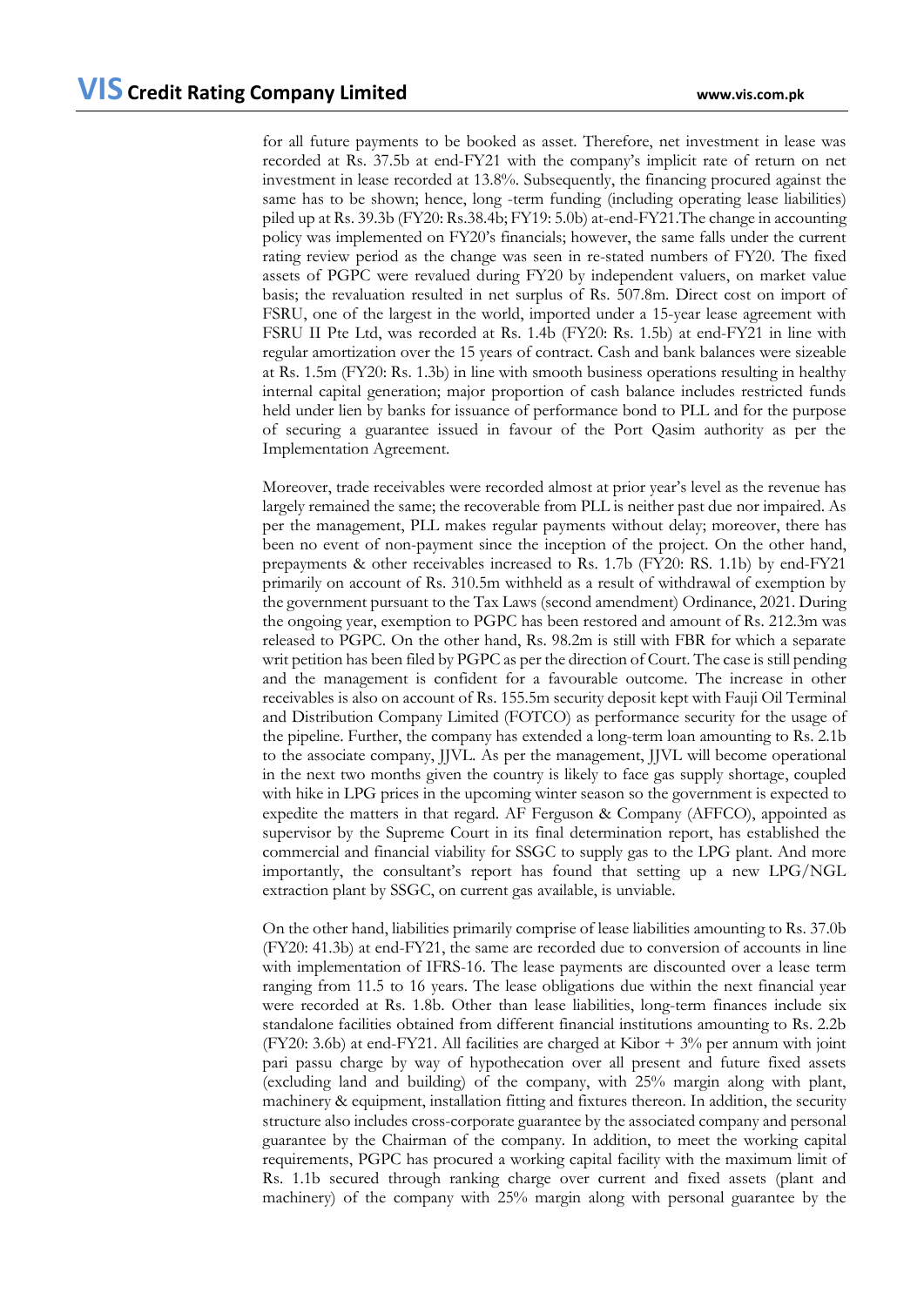for all future payments to be booked as asset. Therefore, net investment in lease was recorded at Rs. 37.5b at end-FY21 with the company's implicit rate of return on net investment in lease recorded at 13.8%. Subsequently, the financing procured against the same has to be shown; hence, long -term funding (including operating lease liabilities) piled up at Rs. 39.3b (FY20: Rs.38.4b; FY19: 5.0b) at-end-FY21.The change in accounting policy was implemented on FY20's financials; however, the same falls under the current rating review period as the change was seen in re-stated numbers of FY20. The fixed assets of PGPC were revalued during FY20 by independent valuers, on market value basis; the revaluation resulted in net surplus of Rs. 507.8m. Direct cost on import of FSRU, one of the largest in the world, imported under a 15-year lease agreement with FSRU II Pte Ltd, was recorded at Rs. 1.4b (FY20: Rs. 1.5b) at end-FY21 in line with regular amortization over the 15 years of contract. Cash and bank balances were sizeable at Rs. 1.5m (FY20: Rs. 1.3b) in line with smooth business operations resulting in healthy internal capital generation; major proportion of cash balance includes restricted funds held under lien by banks for issuance of performance bond to PLL and for the purpose of securing a guarantee issued in favour of the Port Qasim authority as per the Implementation Agreement.

Moreover, trade receivables were recorded almost at prior year's level as the revenue has largely remained the same; the recoverable from PLL is neither past due nor impaired. As per the management, PLL makes regular payments without delay; moreover, there has been no event of non-payment since the inception of the project. On the other hand, prepayments & other receivables increased to Rs. 1.7b (FY20: RS. 1.1b) by end-FY21 primarily on account of Rs. 310.5m withheld as a result of withdrawal of exemption by the government pursuant to the Tax Laws (second amendment) Ordinance, 2021. During the ongoing year, exemption to PGPC has been restored and amount of Rs. 212.3m was released to PGPC. On the other hand, Rs. 98.2m is still with FBR for which a separate writ petition has been filed by PGPC as per the direction of Court. The case is still pending and the management is confident for a favourable outcome. The increase in other receivables is also on account of Rs. 155.5m security deposit kept with Fauji Oil Terminal and Distribution Company Limited (FOTCO) as performance security for the usage of the pipeline. Further, the company has extended a long-term loan amounting to Rs. 2.1b to the associate company, JJVL. As per the management, JJVL will become operational in the next two months given the country is likely to face gas supply shortage, coupled with hike in LPG prices in the upcoming winter season so the government is expected to expedite the matters in that regard. AF Ferguson & Company (AFFCO), appointed as supervisor by the Supreme Court in its final determination report, has established the commercial and financial viability for SSGC to supply gas to the LPG plant. And more importantly, the consultant's report has found that setting up a new LPG/NGL extraction plant by SSGC, on current gas available, is unviable.

On the other hand, liabilities primarily comprise of lease liabilities amounting to Rs. 37.0b (FY20: 41.3b) at end-FY21, the same are recorded due to conversion of accounts in line with implementation of IFRS-16. The lease payments are discounted over a lease term ranging from 11.5 to 16 years. The lease obligations due within the next financial year were recorded at Rs. 1.8b. Other than lease liabilities, long-term finances include six standalone facilities obtained from different financial institutions amounting to Rs. 2.2b (FY20: 3.6b) at end-FY21. All facilities are charged at Kibor + 3% per annum with joint pari passu charge by way of hypothecation over all present and future fixed assets (excluding land and building) of the company, with 25% margin along with plant, machinery & equipment, installation fitting and fixtures thereon. In addition, the security structure also includes cross-corporate guarantee by the associated company and personal guarantee by the Chairman of the company. In addition, to meet the working capital requirements, PGPC has procured a working capital facility with the maximum limit of Rs. 1.1b secured through ranking charge over current and fixed assets (plant and machinery) of the company with 25% margin along with personal guarantee by the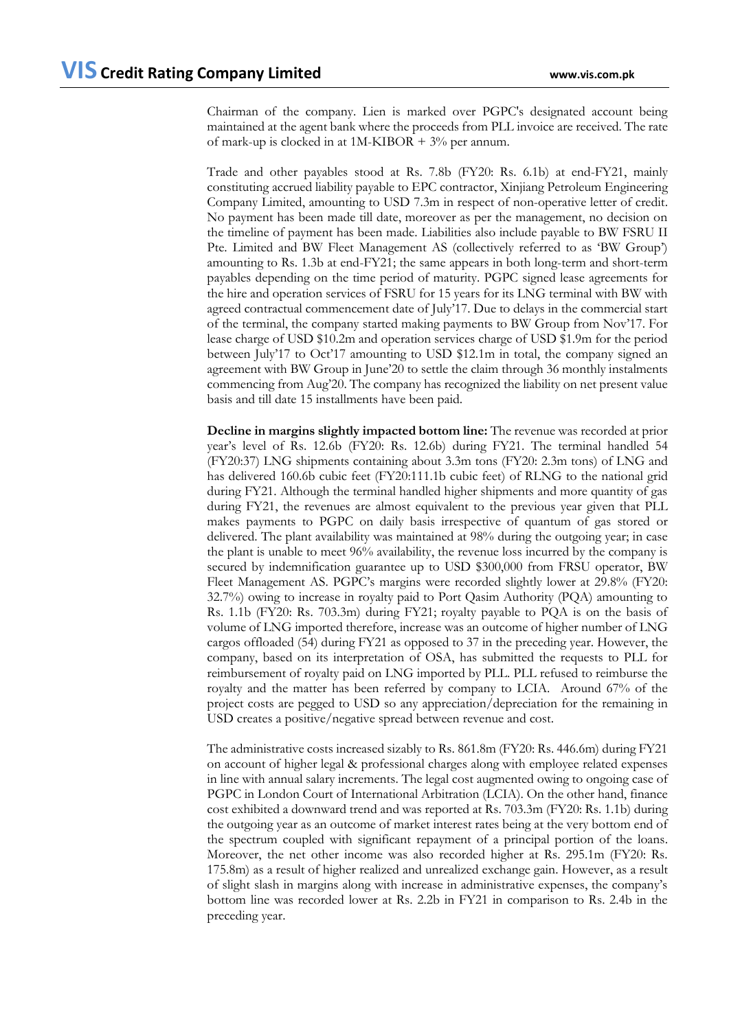Chairman of the company. Lien is marked over PGPC's designated account being maintained at the agent bank where the proceeds from PLL invoice are received. The rate of mark-up is clocked in at 1M-KIBOR + 3% per annum.

Trade and other payables stood at Rs. 7.8b (FY20: Rs. 6.1b) at end-FY21, mainly constituting accrued liability payable to EPC contractor, Xinjiang Petroleum Engineering Company Limited, amounting to USD 7.3m in respect of non-operative letter of credit. No payment has been made till date, moreover as per the management, no decision on the timeline of payment has been made. Liabilities also include payable to BW FSRU II Pte. Limited and BW Fleet Management AS (collectively referred to as 'BW Group') amounting to Rs. 1.3b at end-FY21; the same appears in both long-term and short-term payables depending on the time period of maturity. PGPC signed lease agreements for the hire and operation services of FSRU for 15 years for its LNG terminal with BW with agreed contractual commencement date of July'17. Due to delays in the commercial start of the terminal, the company started making payments to BW Group from Nov'17. For lease charge of USD $10.2m and operation services charge of USD $1.9m for the period between July'17 to Oct'17 amounting to USD $12.1m in total, the company signed an agreement with BW Group in June'20 to settle the claim through 36 monthly instalments commencing from Aug'20. The company has recognized the liability on net present value basis and till date 15 installments have been paid.

**Decline in margins slightly impacted bottom line:** The revenue was recorded at prior year's level of Rs. 12.6b (FY20: Rs. 12.6b) during FY21. The terminal handled 54 (FY20:37) LNG shipments containing about 3.3m tons (FY20: 2.3m tons) of LNG and has delivered 160.6b cubic feet (FY20:111.1b cubic feet) of RLNG to the national grid during FY21. Although the terminal handled higher shipments and more quantity of gas during FY21, the revenues are almost equivalent to the previous year given that PLL makes payments to PGPC on daily basis irrespective of quantum of gas stored or delivered. The plant availability was maintained at 98% during the outgoing year; in case the plant is unable to meet 96% availability, the revenue loss incurred by the company is secured by indemnification guarantee up to USD $300,000 from FRSU operator, BW Fleet Management AS. PGPC's margins were recorded slightly lower at 29.8% (FY20: 32.7%) owing to increase in royalty paid to Port Qasim Authority (PQA) amounting to Rs. 1.1b (FY20: Rs. 703.3m) during FY21; royalty payable to PQA is on the basis of volume of LNG imported therefore, increase was an outcome of higher number of LNG cargos offloaded (54) during FY21 as opposed to 37 in the preceding year. However, the company, based on its interpretation of OSA, has submitted the requests to PLL for reimbursement of royalty paid on LNG imported by PLL. PLL refused to reimburse the royalty and the matter has been referred by company to LCIA. Around 67% of the project costs are pegged to USD so any appreciation/depreciation for the remaining in USD creates a positive/negative spread between revenue and cost.

The administrative costs increased sizably to Rs. 861.8m (FY20: Rs. 446.6m) during FY21 on account of higher legal & professional charges along with employee related expenses in line with annual salary increments. The legal cost augmented owing to ongoing case of PGPC in London Court of International Arbitration (LCIA). On the other hand, finance cost exhibited a downward trend and was reported at Rs. 703.3m (FY20: Rs. 1.1b) during the outgoing year as an outcome of market interest rates being at the very bottom end of the spectrum coupled with significant repayment of a principal portion of the loans. Moreover, the net other income was also recorded higher at Rs. 295.1m (FY20: Rs. 175.8m) as a result of higher realized and unrealized exchange gain. However, as a result of slight slash in margins along with increase in administrative expenses, the company's bottom line was recorded lower at Rs. 2.2b in FY21 in comparison to Rs. 2.4b in the preceding year.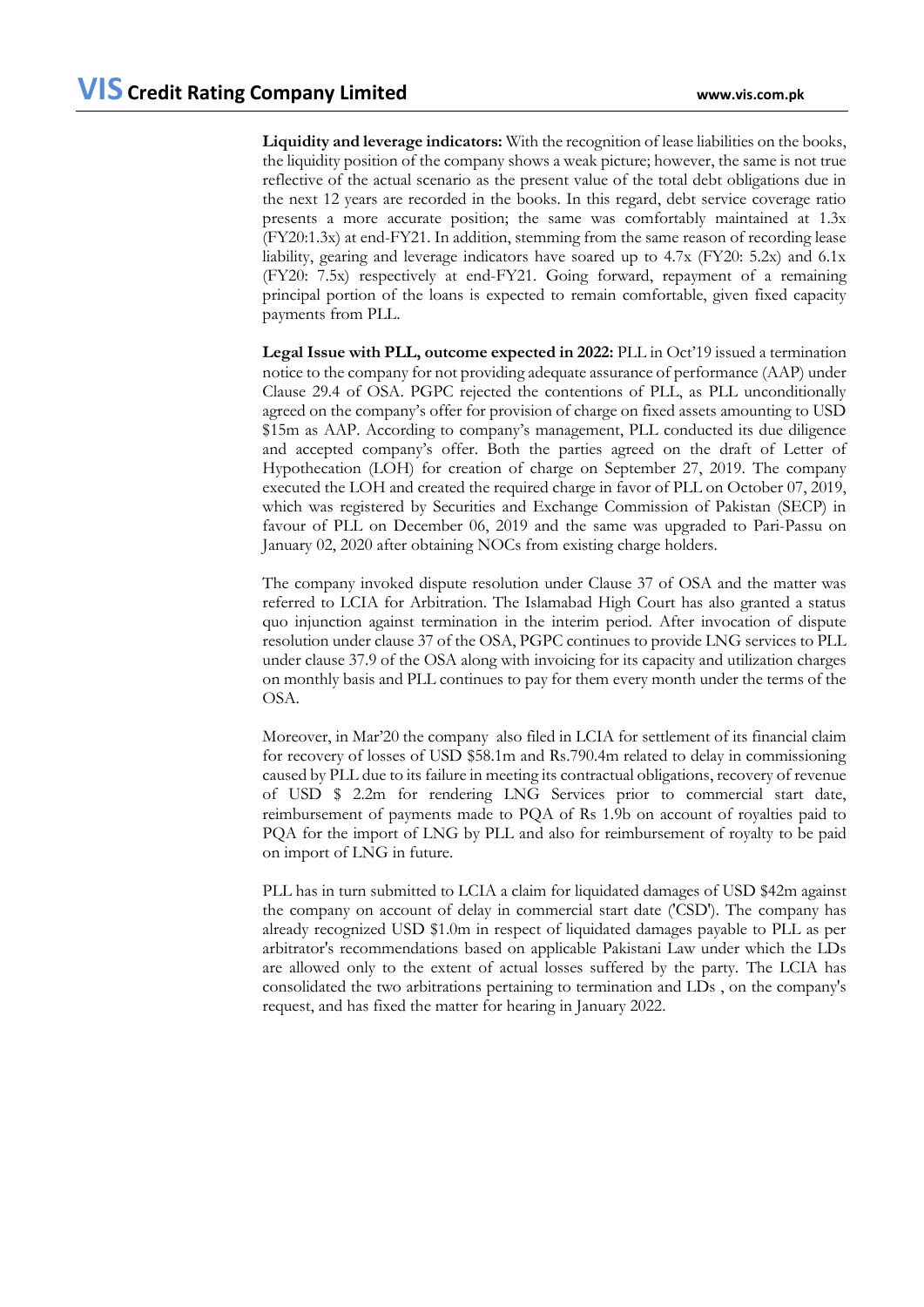**Liquidity and leverage indicators:** With the recognition of lease liabilities on the books, the liquidity position of the company shows a weak picture; however, the same is not true reflective of the actual scenario as the present value of the total debt obligations due in the next 12 years are recorded in the books. In this regard, debt service coverage ratio presents a more accurate position; the same was comfortably maintained at 1.3x (FY20:1.3x) at end-FY21. In addition, stemming from the same reason of recording lease liability, gearing and leverage indicators have soared up to 4.7x (FY20: 5.2x) and 6.1x (FY20: 7.5x) respectively at end-FY21. Going forward, repayment of a remaining principal portion of the loans is expected to remain comfortable, given fixed capacity payments from PLL.

**Legal Issue with PLL, outcome expected in 2022:** PLL in Oct'19 issued a termination notice to the company for not providing adequate assurance of performance (AAP) under Clause 29.4 of OSA. PGPC rejected the contentions of PLL, as PLL unconditionally agreed on the company's offer for provision of charge on fixed assets amounting to USD $15m as AAP. According to company's management, PLL conducted its due diligence and accepted company's offer. Both the parties agreed on the draft of Letter of Hypothecation (LOH) for creation of charge on September 27, 2019. The company executed the LOH and created the required charge in favor of PLL on October 07, 2019, which was registered by Securities and Exchange Commission of Pakistan (SECP) in favour of PLL on December 06, 2019 and the same was upgraded to Pari-Passu on January 02, 2020 after obtaining NOCs from existing charge holders.

The company invoked dispute resolution under Clause 37 of OSA and the matter was referred to LCIA for Arbitration. The Islamabad High Court has also granted a status quo injunction against termination in the interim period. After invocation of dispute resolution under clause 37 of the OSA, PGPC continues to provide LNG services to PLL under clause 37.9 of the OSA along with invoicing for its capacity and utilization charges on monthly basis and PLL continues to pay for them every month under the terms of the OSA.

Moreover, in Mar'20 the company also filed in LCIA for settlement of its financial claim for recovery of losses of USD $58.1m and Rs.790.4m related to delay in commissioning caused by PLL due to its failure in meeting its contractual obligations, recovery of revenue of USD $ 2.2m for rendering LNG Services prior to commercial start date, reimbursement of payments made to PQA of Rs 1.9b on account of royalties paid to PQA for the import of LNG by PLL and also for reimbursement of royalty to be paid on import of LNG in future.

PLL has in turn submitted to LCIA a claim for liquidated damages of USD $42m against the company on account of delay in commercial start date ('CSD'). The company has already recognized USD $1.0m in respect of liquidated damages payable to PLL as per arbitrator's recommendations based on applicable Pakistani Law under which the LDs are allowed only to the extent of actual losses suffered by the party. The LCIA has consolidated the two arbitrations pertaining to termination and LDs , on the company's request, and has fixed the matter for hearing in January 2022.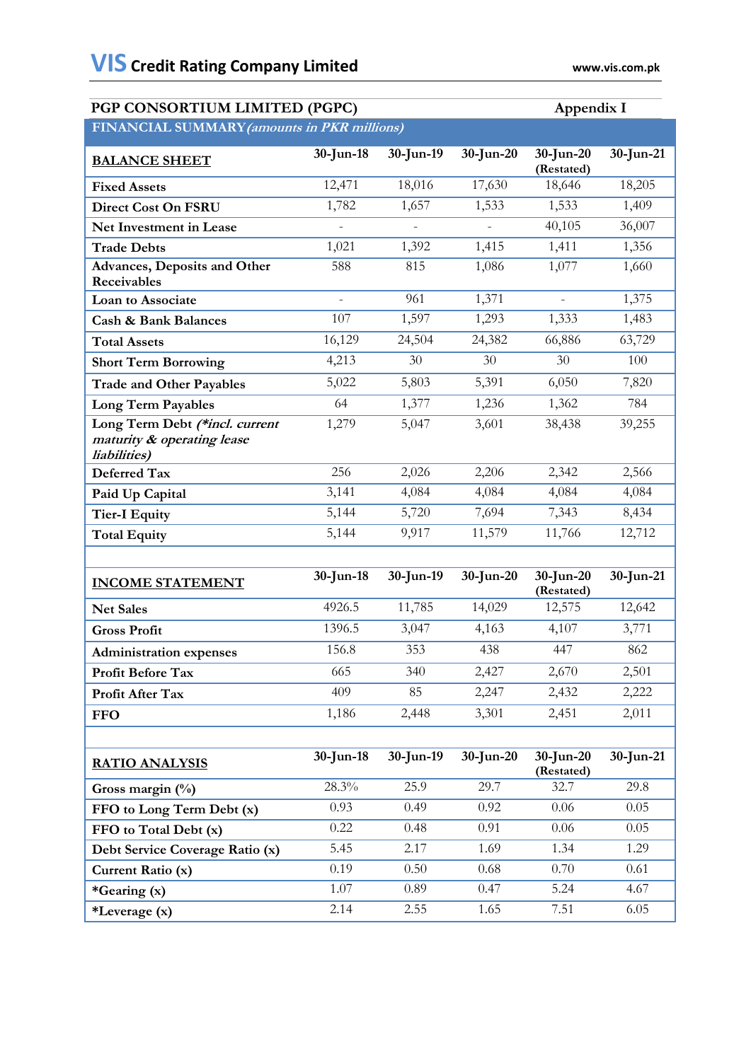**PGP CONSORTIUM LIMITED (PGPC)** **Appendix I**

**FINANCIAL SUMMARY** *(amounts in PKR millions)*

| BALANCE SHEET | 30-Jun-18 | 30-Jun-19 | 30-Jun-20 | 30-Jun-20 (Restated) | 30-Jun-21 |
|---|---|---|---|---|---|
| Fixed Assets | 12,471 | 18,016 | 17,630 | 18,646 | 18,205 |
| Direct Cost On FSRU | 1,782 | 1,657 | 1,533 | 1,533 | 1,409 |
| Net Investment in Lease | - | - | - | 40,105 | 36,007 |
| Trade Debts | 1,021 | 1,392 | 1,415 | 1,411 | 1,356 |
| Advances, Deposits and Other Receivables | 588 | 815 | 1,086 | 1,077 | 1,660 |
| Loan to Associate | - | 961 | 1,371 | - | 1,375 |
| Cash & Bank Balances | 107 | 1,597 | 1,293 | 1,333 | 1,483 |
| Total Assets | 16,129 | 24,504 | 24,382 | 66,886 | 63,729 |
| Short Term Borrowing | 4,213 | 30 | 30 | 30 | 100 |
| Trade and Other Payables | 5,022 | 5,803 | 5,391 | 6,050 | 7,820 |
| Long Term Payables | 64 | 1,377 | 1,236 | 1,362 | 784 |
| Long Term Debt *(*incl. current maturity & operating lease liabilities)* | 1,279 | 5,047 | 3,601 | 38,438 | 39,255 |
| Deferred Tax | 256 | 2,026 | 2,206 | 2,342 | 2,566 |
| Paid Up Capital | 3,141 | 4,084 | 4,084 | 4,084 | 4,084 |
| Tier-I Equity | 5,144 | 5,720 | 7,694 | 7,343 | 8,434 |
| Total Equity | 5,144 | 9,917 | 11,579 | 11,766 | 12,712 |

| INCOME STATEMENT | 30-Jun-18 | 30-Jun-19 | 30-Jun-20 | 30-Jun-20 (Restated) | 30-Jun-21 |
|---|---|---|---|---|---|
| Net Sales | 4926.5 | 11,785 | 14,029 | 12,575 | 12,642 |
| Gross Profit | 1396.5 | 3,047 | 4,163 | 4,107 | 3,771 |
| Administration expenses | 156.8 | 353 | 438 | 447 | 862 |
| Profit Before Tax | 665 | 340 | 2,427 | 2,670 | 2,501 |
| Profit After Tax | 409 | 85 | 2,247 | 2,432 | 2,222 |
| FFO | 1,186 | 2,448 | 3,301 | 2,451 | 2,011 |

| RATIO ANALYSIS | 30-Jun-18 | 30-Jun-19 | 30-Jun-20 | 30-Jun-20 (Restated) | 30-Jun-21 |
|---|---|---|---|---|---|
| Gross margin (%) | 28.3% | 25.9 | 29.7 | 32.7 | 29.8 |
| FFO to Long Term Debt (x) | 0.93 | 0.49 | 0.92 | 0.06 | 0.05 |
| FFO to Total Debt (x) | 0.22 | 0.48 | 0.91 | 0.06 | 0.05 |
| Debt Service Coverage Ratio (x) | 5.45 | 2.17 | 1.69 | 1.34 | 1.29 |
| Current Ratio (x) | 0.19 | 0.50 | 0.68 | 0.70 | 0.61 |
| *Gearing (x) | 1.07 | 0.89 | 0.47 | 5.24 | 4.67 |
| *Leverage (x) | 2.14 | 2.55 | 1.65 | 7.51 | 6.05 |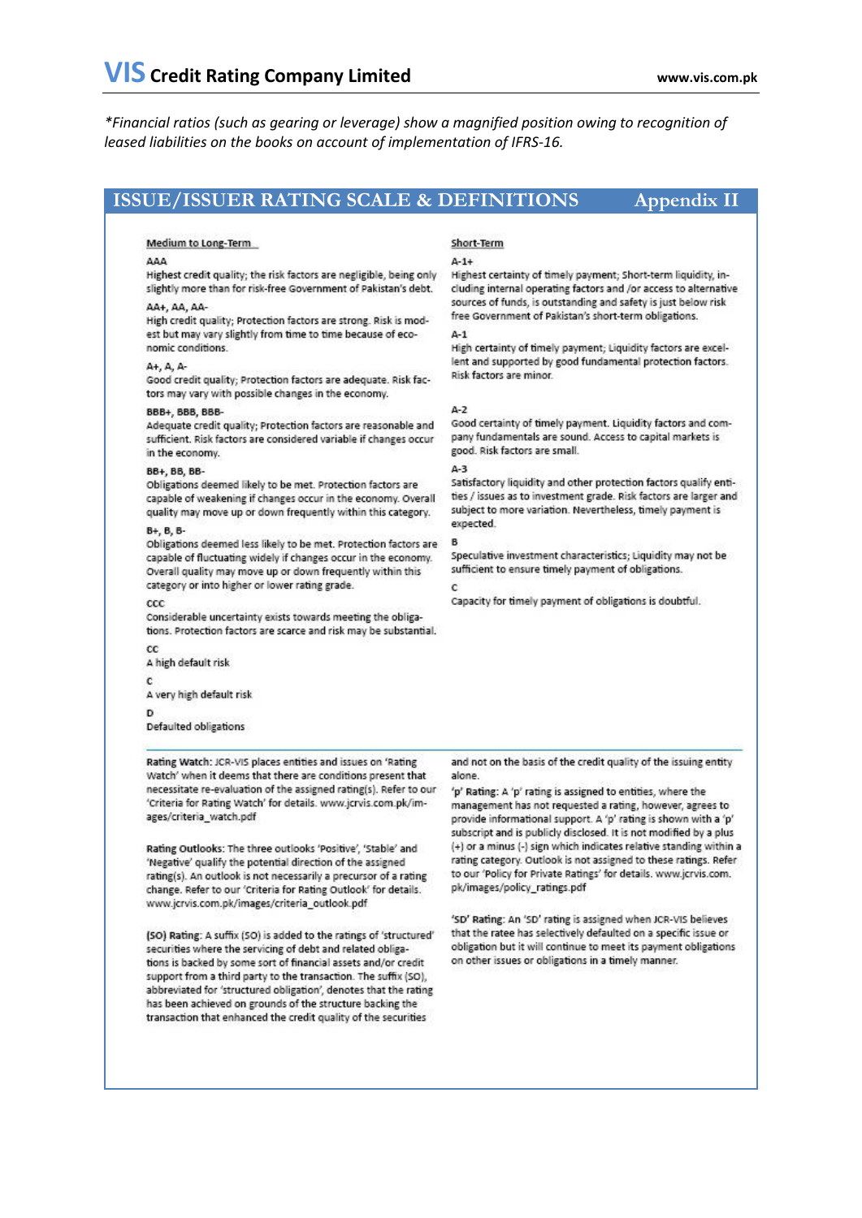*Financial ratios (such as gearing or leverage) show a magnified position owing to recognition of leased liabilities on the books on account of implementation of IFRS-16.*

## ISSUE/ISSUER RATING SCALE & DEFINITIONS — Appendix II

### Medium to Long-Term

**AAA**
Highest credit quality; the risk factors are negligible, being only slightly more than for risk-free Government of Pakistan's debt.

**AA+, AA, AA-**
High credit quality; Protection factors are strong. Risk is modest but may vary slightly from time to time because of economic conditions.

**A+, A, A-**
Good credit quality; Protection factors are adequate. Risk factors may vary with possible changes in the economy.

**BBB+, BBB, BBB-**
Adequate credit quality; Protection factors are reasonable and sufficient. Risk factors are considered variable if changes occur in the economy.

**BB+, BB, BB-**
Obligations deemed likely to be met. Protection factors are capable of weakening if changes occur in the economy. Overall quality may move up or down frequently within this category.

**B+, B, B-**
Obligations deemed less likely to be met. Protection factors are capable of fluctuating widely if changes occur in the economy. Overall quality may move up or down frequently within this category or into higher or lower rating grade.

**CCC**
Considerable uncertainty exists towards meeting the obligations. Protection factors are scarce and risk may be substantial.

**CC**
A high default risk

**C**
A very high default risk

**D**
Defaulted obligations

### Short-Term

**A-1+**
Highest certainty of timely payment; Short-term liquidity, including internal operating factors and /or access to alternative sources of funds, is outstanding and safety is just below risk free Government of Pakistan's short-term obligations.

**A-1**
High certainty of timely payment; Liquidity factors are excellent and supported by good fundamental protection factors. Risk factors are minor.

**A-2**
Good certainty of timely payment. Liquidity factors and company fundamentals are sound. Access to capital markets is good. Risk factors are small.

**A-3**
Satisfactory liquidity and other protection factors qualify entities / issues as to investment grade. Risk factors are larger and subject to more variation. Nevertheless, timely payment is expected.

**B**
Speculative investment characteristics; Liquidity may not be sufficient to ensure timely payment of obligations.

**C**
Capacity for timely payment of obligations is doubtful.

---

**Rating Watch:** JCR-VIS places entities and issues on 'Rating Watch' when it deems that there are conditions present that necessitate re-evaluation of the assigned rating(s). Refer to our 'Criteria for Rating Watch' for details. www.jcrvis.com.pk/images/criteria_watch.pdf

**Rating Outlooks:** The three outlooks 'Positive', 'Stable' and 'Negative' qualify the potential direction of the assigned rating(s). An outlook is not necessarily a precursor of a rating change. Refer to our 'Criteria for Rating Outlook' for details. www.jcrvis.com.pk/images/criteria_outlook.pdf

**(SO) Rating:** A suffix (SO) is added to the ratings of 'structured' securities where the servicing of debt and related obligations is backed by some sort of financial assets and/or credit support from a third party to the transaction. The suffix (SO), abbreviated for 'structured obligation', denotes that the rating has been achieved on grounds of the structure backing the transaction that enhanced the credit quality of the securities and not on the basis of the credit quality of the issuing entity alone.

**'p' Rating:** A 'p' rating is assigned to entities, where the management has not requested a rating, however, agrees to provide informational support. A 'p' rating is shown with a 'p' subscript and is publicly disclosed. It is not modified by a plus (+) or a minus (-) sign which indicates relative standing within a rating category. Outlook is not assigned to these ratings. Refer to our 'Policy for Private Ratings' for details. www.jcrvis.com.pk/images/policy_ratings.pdf

**'SD' Rating:** An 'SD' rating is assigned when JCR-VIS believes that the ratee has selectively defaulted on a specific issue or obligation but it will continue to meet its payment obligations on other issues or obligations in a timely manner.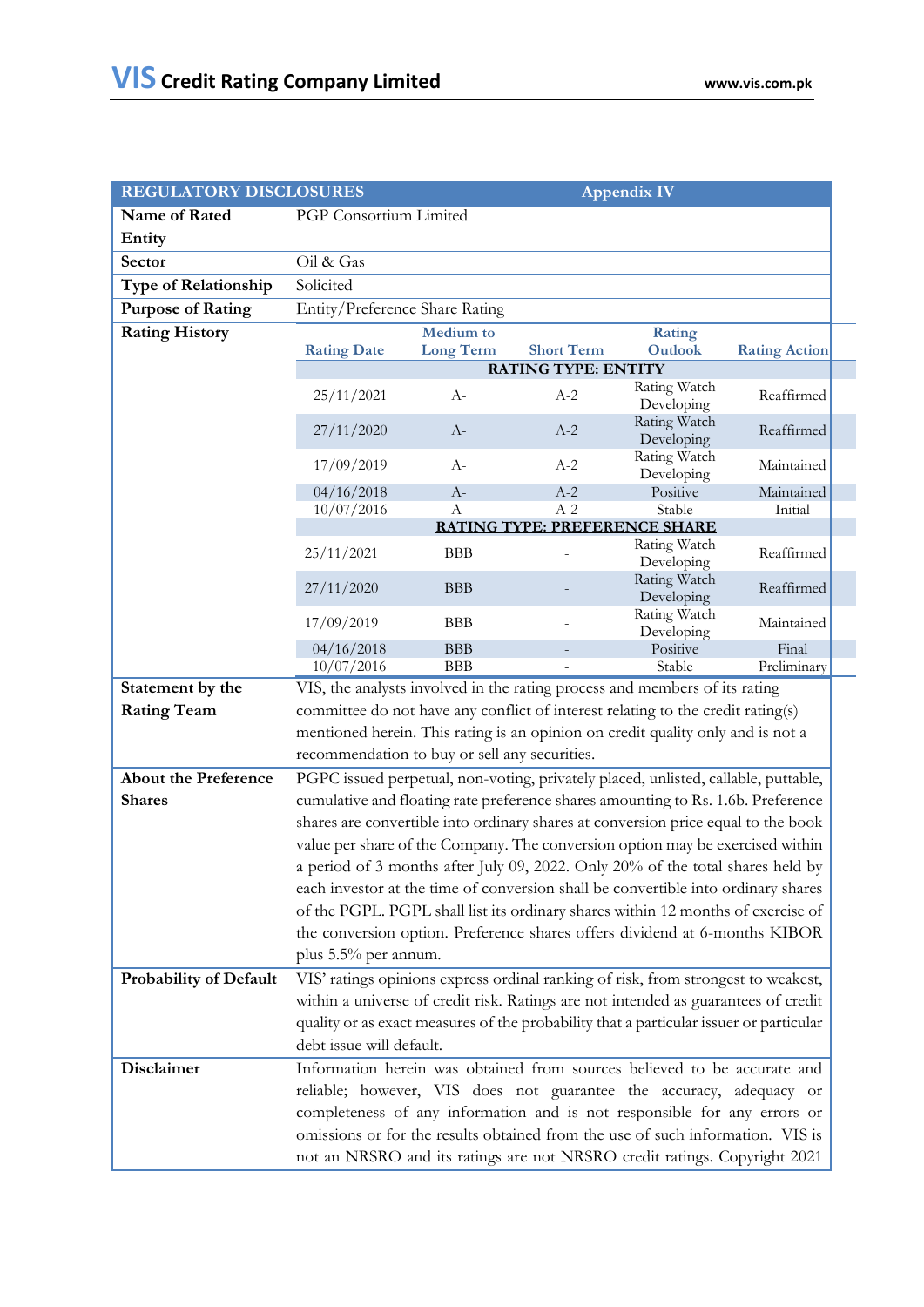| REGULATORY DISCLOSURES | Appendix IV |
|---|---|
| **Name of Rated Entity** | PGP Consortium Limited |
| **Sector** | Oil & Gas |
| **Type of Relationship** | Solicited |
| **Purpose of Rating** | Entity/Preference Share Rating |

**Rating History**

| Rating Date | Medium to Long Term | Short Term | Rating Outlook | Rating Action |
|---|---|---|---|---|
| **RATING TYPE: ENTITY** | | | | |
| 25/11/2021 | A- | A-2 | Rating Watch Developing | Reaffirmed |
| 27/11/2020 | A- | A-2 | Rating Watch Developing | Reaffirmed |
| 17/09/2019 | A- | A-2 | Rating Watch Developing | Maintained |
| 04/16/2018 | A- | A-2 | Positive | Maintained |
| 10/07/2016 | A- | A-2 | Stable | Initial |
| **RATING TYPE: PREFERENCE SHARE** | | | | |
| 25/11/2021 | BBB | - | Rating Watch Developing | Reaffirmed |
| 27/11/2020 | BBB | - | Rating Watch Developing | Reaffirmed |
| 17/09/2019 | BBB | - | Rating Watch Developing | Maintained |
| 04/16/2018 | BBB | - | Positive | Final |
| 10/07/2016 | BBB | - | Stable | Preliminary |

**Statement by the Rating Team:** VIS, the analysts involved in the rating process and members of its rating committee do not have any conflict of interest relating to the credit rating(s) mentioned herein. This rating is an opinion on credit quality only and is not a recommendation to buy or sell any securities.

**About the Preference Shares:** PGPC issued perpetual, non-voting, privately placed, unlisted, callable, puttable, cumulative and floating rate preference shares amounting to Rs. 1.6b. Preference shares are convertible into ordinary shares at conversion price equal to the book value per share of the Company. The conversion option may be exercised within a period of 3 months after July 09, 2022. Only 20% of the total shares held by each investor at the time of conversion shall be convertible into ordinary shares of the PGPL. PGPL shall list its ordinary shares within 12 months of exercise of the conversion option. Preference shares offers dividend at 6-months KIBOR plus 5.5% per annum.

**Probability of Default:** VIS' ratings opinions express ordinal ranking of risk, from strongest to weakest, within a universe of credit risk. Ratings are not intended as guarantees of credit quality or as exact measures of the probability that a particular issuer or particular debt issue will default.

**Disclaimer:** Information herein was obtained from sources believed to be accurate and reliable; however, VIS does not guarantee the accuracy, adequacy or completeness of any information and is not responsible for any errors or omissions or for the results obtained from the use of such information. VIS is not an NRSRO and its ratings are not NRSRO credit ratings. Copyright 2021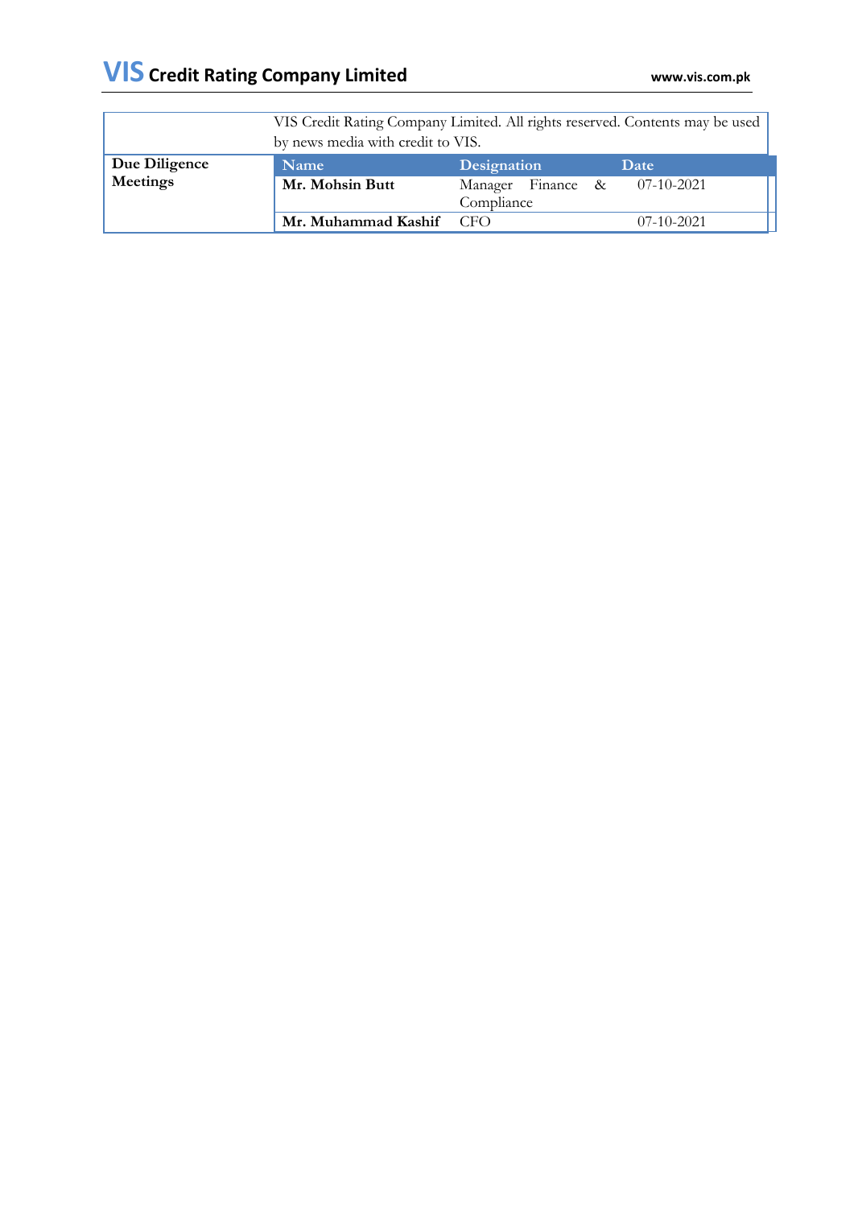| | | | |
|---|---|---|---|
| | VIS Credit Rating Company Limited. All rights reserved. Contents may be used by news media with credit to VIS. | | |
| **Due Diligence Meetings** | **Name** | **Designation** | **Date** |
| | **Mr. Mohsin Butt** | Manager Finance & Compliance | 07-10-2021 |
| | **Mr. Muhammad Kashif** | CFO | 07-10-2021 |